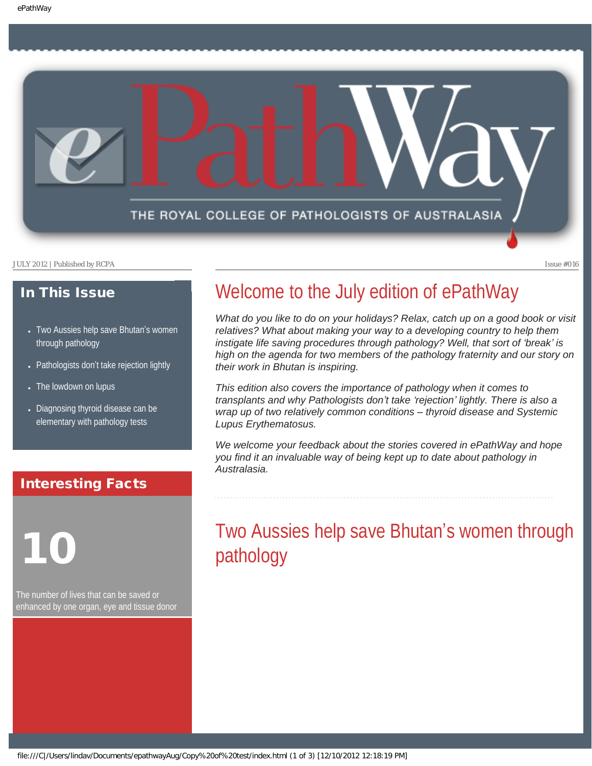# ePathWay

THE ROYAL COLLEGE OF PATHOLOGISTS OF AUSTRALASIA

JULY 2012 | Published by RCPA

Issue #016

## In This Issue

- Two Aussies help save Bhutan's women through pathology
- Pathologists don't take rejection lightly
- The lowdown on lupus
- Diagnosing thyroid disease can be elementary with pathology tests

## Interesting Facts

**10**

The number of lives that can be saved or enhanced by one organ, eye and tissue donor

## Welcome to the July edition of ePathWay

*What do you like to do on your holidays? Relax, catch up on a good book or visit relatives? What about making your way to a developing country to help them instigate life saving procedures through pathology? Well, that sort of 'break' is high on the agenda for two members of the pathology fraternity and our story on their work in Bhutan is inspiring.*

*This edition also covers the importance of pathology when it comes to transplants and why Pathologists don't take 'rejection' lightly. There is also a wrap up of two relatively common conditions – thyroid disease and Systemic Lupus Erythematosus.*

*We welcome your feedback about the stories covered in ePathWay and hope you find it an invaluable way of being kept up to date about pathology in Australasia.*

## Two Aussies help save Bhutan's women through pathology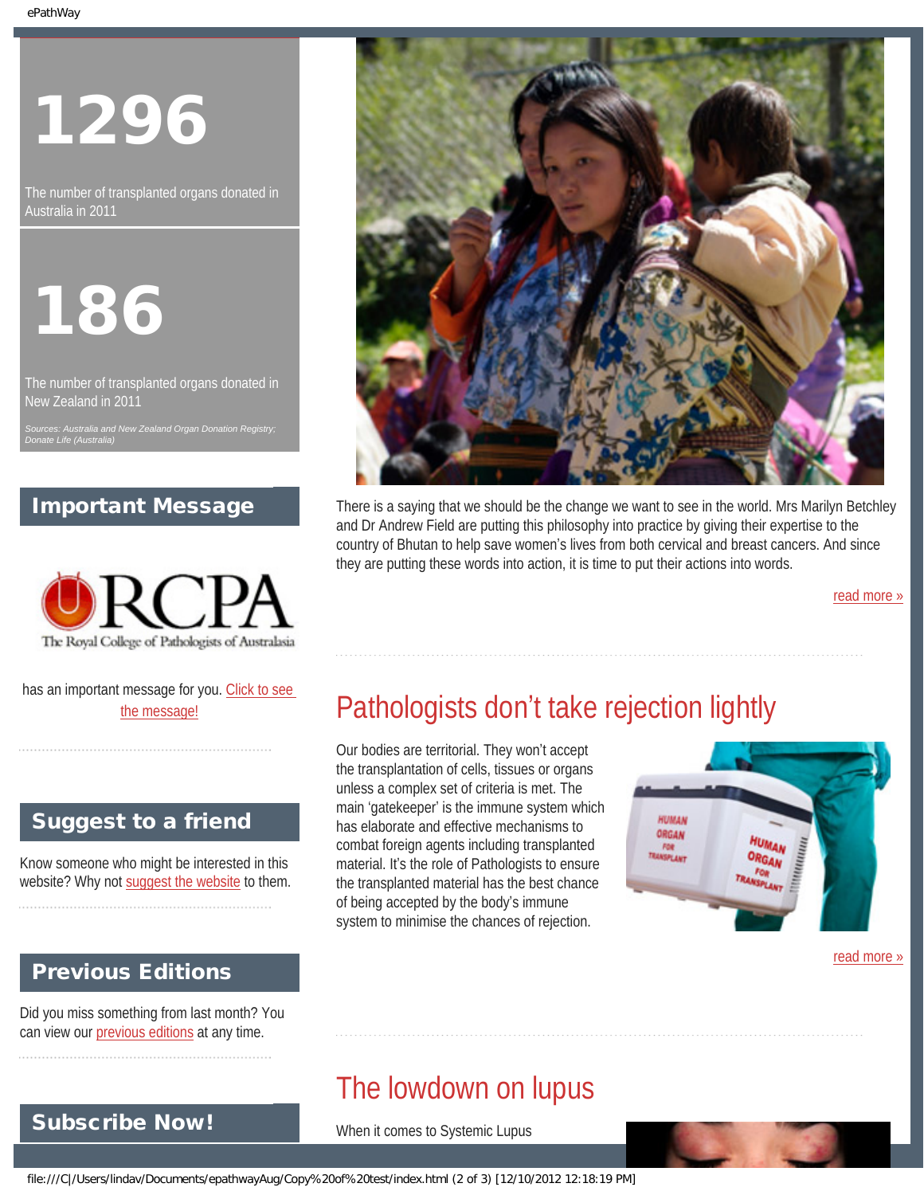# 1296

The number of transplanted organs donated in Australia in 2011

# 186

The number of transplanted organs donated in New Zealand in 2011

*Sources: Australia and New Zealand Organ Donation Registry; Donate Life (Australia)*

## Important Message

RCPA
The Royal College of Pathologists of Australasia

has an important message for you. Click to see the message!

## Suggest to a friend

Know someone who might be interested in this website? Why not suggest the website to them.

## Previous Editions

Did you miss something from last month? You can view our previous editions at any time.

## Subscribe Now!

There is a saying that we should be the change we want to see in the world. Mrs Marilyn Betchley and Dr Andrew Field are putting this philosophy into practice by giving their expertise to the country of Bhutan to help save women's lives from both cervical and breast cancers. And since they are putting these words into action, it is time to put their actions into words.

read more »

## Pathologists don't take rejection lightly

Our bodies are territorial. They won't accept the transplantation of cells, tissues or organs unless a complex set of criteria is met. The main 'gatekeeper' is the immune system which has elaborate and effective mechanisms to combat foreign agents including transplanted material. It's the role of Pathologists to ensure the transplanted material has the best chance of being accepted by the body's immune system to minimise the chances of rejection.

read more »

## The lowdown on lupus

When it comes to Systemic Lupus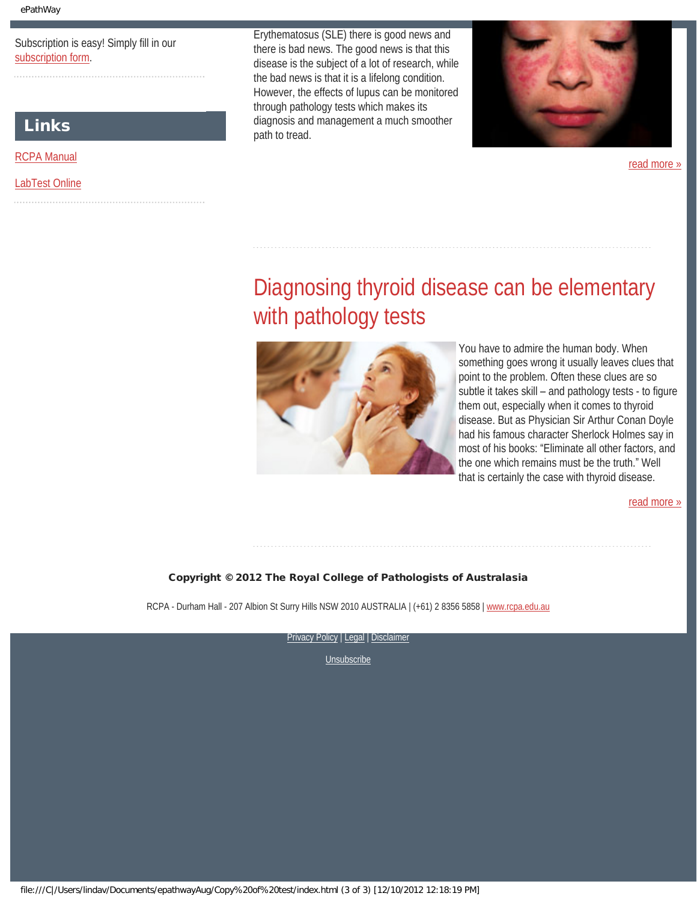Subscription is easy! Simply fill in our subscription form.

## Links

RCPA Manual

LabTest Online

Erythematosus (SLE) there is good news and there is bad news. The good news is that this disease is the subject of a lot of research, while the bad news is that it is a lifelong condition. However, the effects of lupus can be monitored through pathology tests which makes its diagnosis and management a much smoother path to tread.

read more »

## Diagnosing thyroid disease can be elementary with pathology tests

You have to admire the human body. When something goes wrong it usually leaves clues that point to the problem. Often these clues are so subtle it takes skill – and pathology tests - to figure them out, especially when it comes to thyroid disease. But as Physician Sir Arthur Conan Doyle had his famous character Sherlock Holmes say in most of his books: "Eliminate all other factors, and the one which remains must be the truth." Well that is certainly the case with thyroid disease.

read more »

**Copyright © 2012 The Royal College of Pathologists of Australasia**

RCPA - Durham Hall - 207 Albion St Surry Hills NSW 2010 AUSTRALIA | (+61) 2 8356 5858 | www.rcpa.edu.au

Privacy Policy | Legal | Disclaimer

Unsubscribe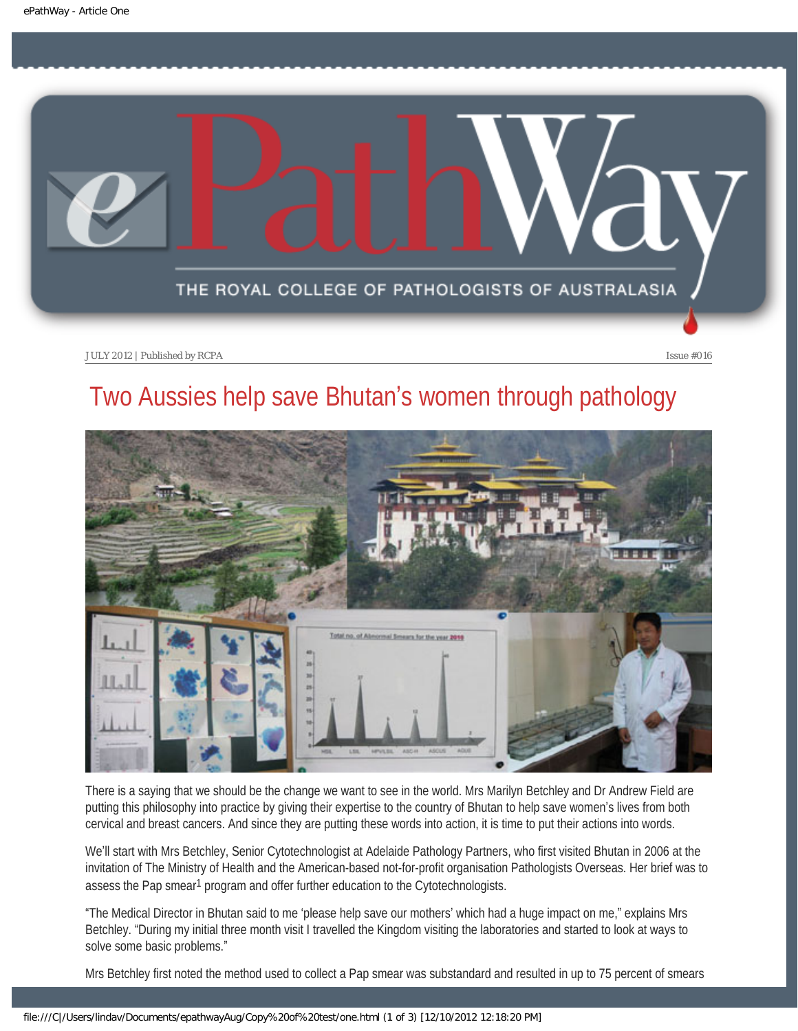JULY 2012 | Published by RCPA

Issue #016

# Two Aussies help save Bhutan's women through pathology

There is a saying that we should be the change we want to see in the world. Mrs Marilyn Betchley and Dr Andrew Field are putting this philosophy into practice by giving their expertise to the country of Bhutan to help save women's lives from both cervical and breast cancers. And since they are putting these words into action, it is time to put their actions into words.

We'll start with Mrs Betchley, Senior Cytotechnologist at Adelaide Pathology Partners, who first visited Bhutan in 2006 at the invitation of The Ministry of Health and the American-based not-for-profit organisation Pathologists Overseas. Her brief was to assess the Pap smear[1] program and offer further education to the Cytotechnologists.

"The Medical Director in Bhutan said to me 'please help save our mothers' which had a huge impact on me," explains Mrs Betchley. "During my initial three month visit I travelled the Kingdom visiting the laboratories and started to look at ways to solve some basic problems."

Mrs Betchley first noted the method used to collect a Pap smear was substandard and resulted in up to 75 percent of smears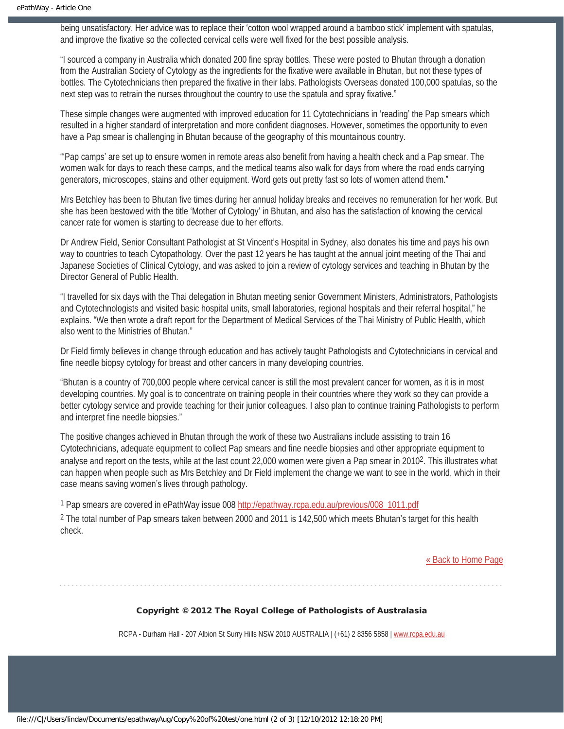being unsatisfactory. Her advice was to replace their 'cotton wool wrapped around a bamboo stick' implement with spatulas, and improve the fixative so the collected cervical cells were well fixed for the best possible analysis.

"I sourced a company in Australia which donated 200 fine spray bottles. These were posted to Bhutan through a donation from the Australian Society of Cytology as the ingredients for the fixative were available in Bhutan, but not these types of bottles. The Cytotechnicians then prepared the fixative in their labs. Pathologists Overseas donated 100,000 spatulas, so the next step was to retrain the nurses throughout the country to use the spatula and spray fixative."

These simple changes were augmented with improved education for 11 Cytotechnicians in 'reading' the Pap smears which resulted in a higher standard of interpretation and more confident diagnoses. However, sometimes the opportunity to even have a Pap smear is challenging in Bhutan because of the geography of this mountainous country.

"'Pap camps' are set up to ensure women in remote areas also benefit from having a health check and a Pap smear. The women walk for days to reach these camps, and the medical teams also walk for days from where the road ends carrying generators, microscopes, stains and other equipment. Word gets out pretty fast so lots of women attend them."

Mrs Betchley has been to Bhutan five times during her annual holiday breaks and receives no remuneration for her work. But she has been bestowed with the title 'Mother of Cytology' in Bhutan, and also has the satisfaction of knowing the cervical cancer rate for women is starting to decrease due to her efforts.

Dr Andrew Field, Senior Consultant Pathologist at St Vincent's Hospital in Sydney, also donates his time and pays his own way to countries to teach Cytopathology. Over the past 12 years he has taught at the annual joint meeting of the Thai and Japanese Societies of Clinical Cytology, and was asked to join a review of cytology services and teaching in Bhutan by the Director General of Public Health.

"I travelled for six days with the Thai delegation in Bhutan meeting senior Government Ministers, Administrators, Pathologists and Cytotechnologists and visited basic hospital units, small laboratories, regional hospitals and their referral hospital," he explains. "We then wrote a draft report for the Department of Medical Services of the Thai Ministry of Public Health, which also went to the Ministries of Bhutan."

Dr Field firmly believes in change through education and has actively taught Pathologists and Cytotechnicians in cervical and fine needle biopsy cytology for breast and other cancers in many developing countries.

"Bhutan is a country of 700,000 people where cervical cancer is still the most prevalent cancer for women, as it is in most developing countries. My goal is to concentrate on training people in their countries where they work so they can provide a better cytology service and provide teaching for their junior colleagues. I also plan to continue training Pathologists to perform and interpret fine needle biopsies."

The positive changes achieved in Bhutan through the work of these two Australians include assisting to train 16 Cytotechnicians, adequate equipment to collect Pap smears and fine needle biopsies and other appropriate equipment to analyse and report on the tests, while at the last count 22,000 women were given a Pap smear in 2010[2]. This illustrates what can happen when people such as Mrs Betchley and Dr Field implement the change we want to see in the world, which in their case means saving women's lives through pathology.

[1] Pap smears are covered in ePathWay issue 008 http://epathway.rcpa.edu.au/previous/008_1011.pdf

[2] The total number of Pap smears taken between 2000 and 2011 is 142,500 which meets Bhutan's target for this health check.

« Back to Home Page

**Copyright © 2012 The Royal College of Pathologists of Australasia**

RCPA - Durham Hall - 207 Albion St Surry Hills NSW 2010 AUSTRALIA | (+61) 2 8356 5858 | www.rcpa.edu.au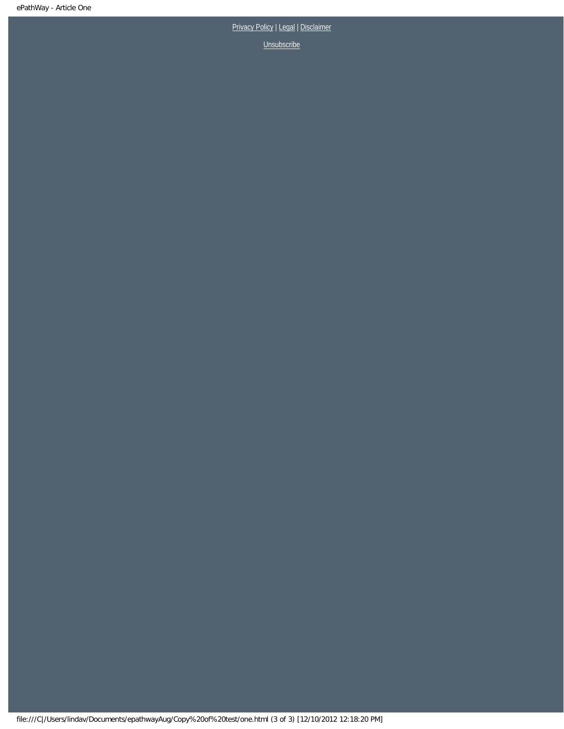Privacy Policy | Legal | Disclaimer

Unsubscribe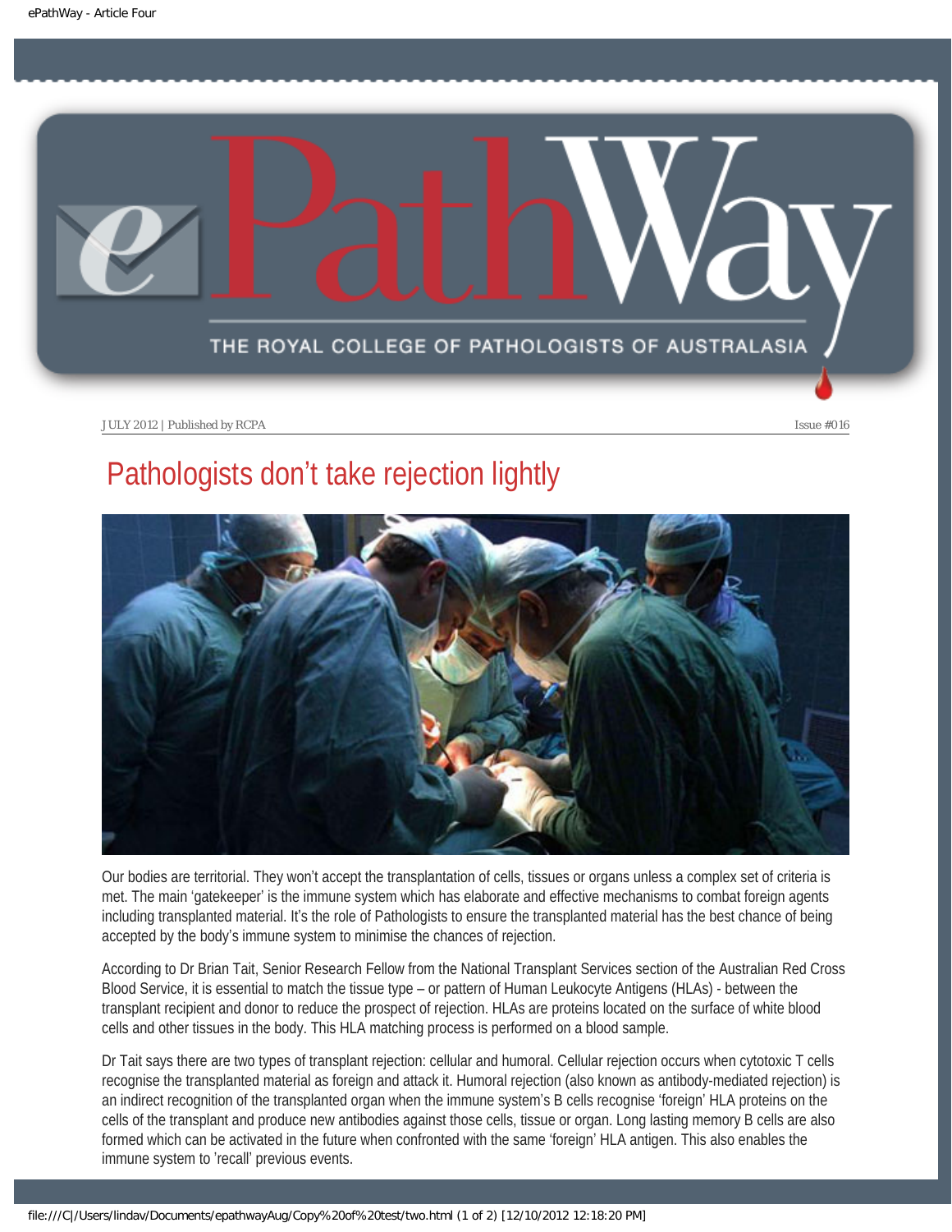# Pathologists don’t take rejection lightly

Our bodies are territorial. They won’t accept the transplantation of cells, tissues or organs unless a complex set of criteria is met. The main ‘gatekeeper’ is the immune system which has elaborate and effective mechanisms to combat foreign agents including transplanted material. It’s the role of Pathologists to ensure the transplanted material has the best chance of being accepted by the body’s immune system to minimise the chances of rejection.

According to Dr Brian Tait, Senior Research Fellow from the National Transplant Services section of the Australian Red Cross Blood Service, it is essential to match the tissue type – or pattern of Human Leukocyte Antigens (HLAs) - between the transplant recipient and donor to reduce the prospect of rejection. HLAs are proteins located on the surface of white blood cells and other tissues in the body. This HLA matching process is performed on a blood sample.

Dr Tait says there are two types of transplant rejection: cellular and humoral. Cellular rejection occurs when cytotoxic T cells recognise the transplanted material as foreign and attack it. Humoral rejection (also known as antibody-mediated rejection) is an indirect recognition of the transplanted organ when the immune system’s B cells recognise ‘foreign’ HLA proteins on the cells of the transplant and produce new antibodies against those cells, tissue or organ. Long lasting memory B cells are also formed which can be activated in the future when confronted with the same ‘foreign’ HLA antigen. This also enables the immune system to ’recall’ previous events.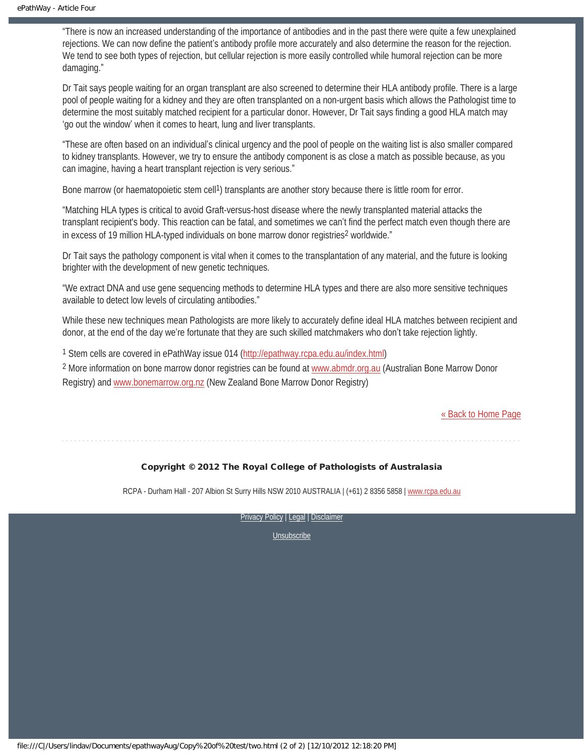"There is now an increased understanding of the importance of antibodies and in the past there were quite a few unexplained rejections. We can now define the patient's antibody profile more accurately and also determine the reason for the rejection. We tend to see both types of rejection, but cellular rejection is more easily controlled while humoral rejection can be more damaging."

Dr Tait says people waiting for an organ transplant are also screened to determine their HLA antibody profile. There is a large pool of people waiting for a kidney and they are often transplanted on a non-urgent basis which allows the Pathologist time to determine the most suitably matched recipient for a particular donor. However, Dr Tait says finding a good HLA match may 'go out the window' when it comes to heart, lung and liver transplants.

"These are often based on an individual's clinical urgency and the pool of people on the waiting list is also smaller compared to kidney transplants. However, we try to ensure the antibody component is as close a match as possible because, as you can imagine, having a heart transplant rejection is very serious."

Bone marrow (or haematopoietic stem cell[1]) transplants are another story because there is little room for error.

"Matching HLA types is critical to avoid Graft-versus-host disease where the newly transplanted material attacks the transplant recipient's body. This reaction can be fatal, and sometimes we can't find the perfect match even though there are in excess of 19 million HLA-typed individuals on bone marrow donor registries[2] worldwide."

Dr Tait says the pathology component is vital when it comes to the transplantation of any material, and the future is looking brighter with the development of new genetic techniques.

"We extract DNA and use gene sequencing methods to determine HLA types and there are also more sensitive techniques available to detect low levels of circulating antibodies."

While these new techniques mean Pathologists are more likely to accurately define ideal HLA matches between recipient and donor, at the end of the day we're fortunate that they are such skilled matchmakers who don't take rejection lightly.

[1] Stem cells are covered in ePathWay issue 014 (http://epathway.rcpa.edu.au/index.html)

[2] More information on bone marrow donor registries can be found at www.abmdr.org.au (Australian Bone Marrow Donor Registry) and www.bonemarrow.org.nz (New Zealand Bone Marrow Donor Registry)

« Back to Home Page

**Copyright © 2012 The Royal College of Pathologists of Australasia**

RCPA - Durham Hall - 207 Albion St Surry Hills NSW 2010 AUSTRALIA | (+61) 2 8356 5858 | www.rcpa.edu.au

Privacy Policy | Legal | Disclaimer

Unsubscribe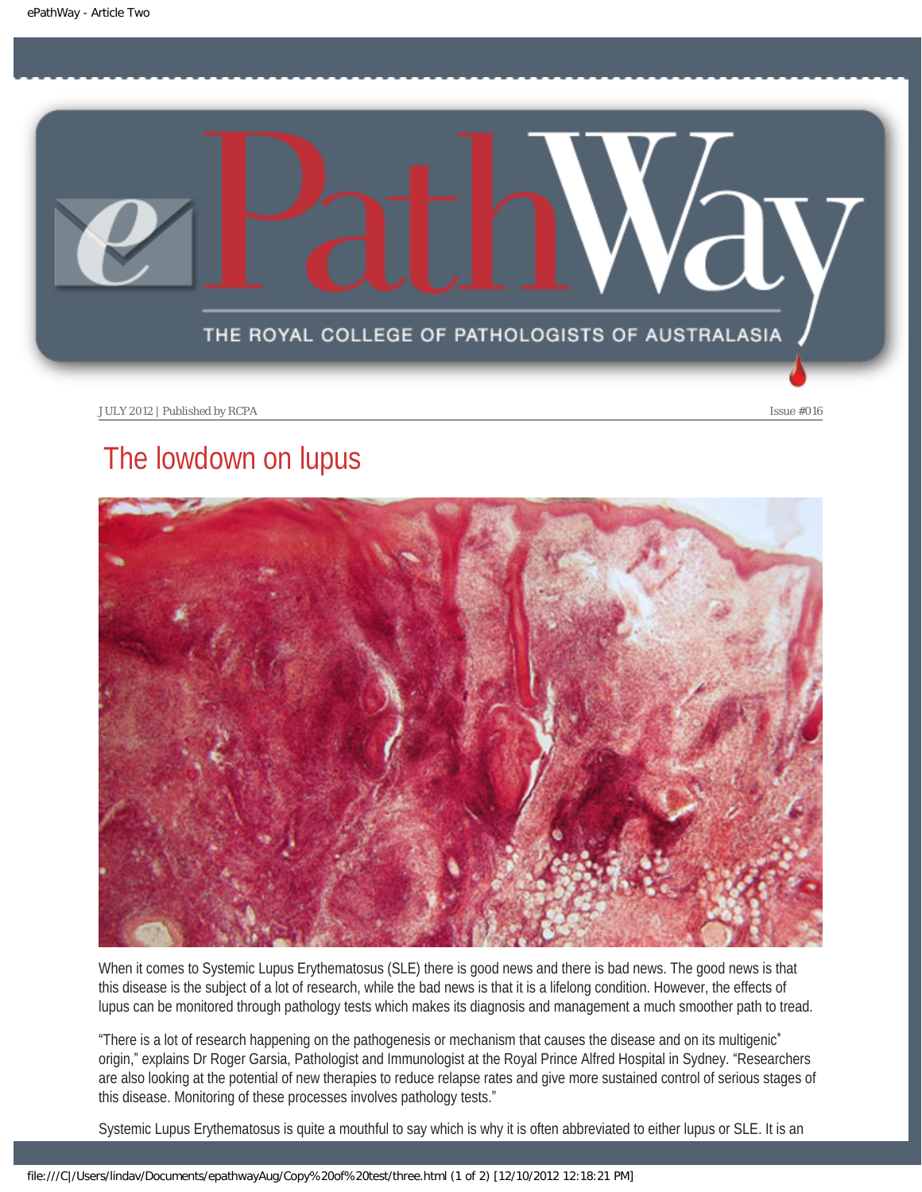JULY 2012 | Published by RCPA Issue #016

# The lowdown on lupus

When it comes to Systemic Lupus Erythematosus (SLE) there is good news and there is bad news. The good news is that this disease is the subject of a lot of research, while the bad news is that it is a lifelong condition. However, the effects of lupus can be monitored through pathology tests which makes its diagnosis and management a much smoother path to tread.

"There is a lot of research happening on the pathogenesis or mechanism that causes the disease and on its multigenic* origin," explains Dr Roger Garsia, Pathologist and Immunologist at the Royal Prince Alfred Hospital in Sydney. "Researchers are also looking at the potential of new therapies to reduce relapse rates and give more sustained control of serious stages of this disease. Monitoring of these processes involves pathology tests."

Systemic Lupus Erythematosus is quite a mouthful to say which is why it is often abbreviated to either lupus or SLE. It is an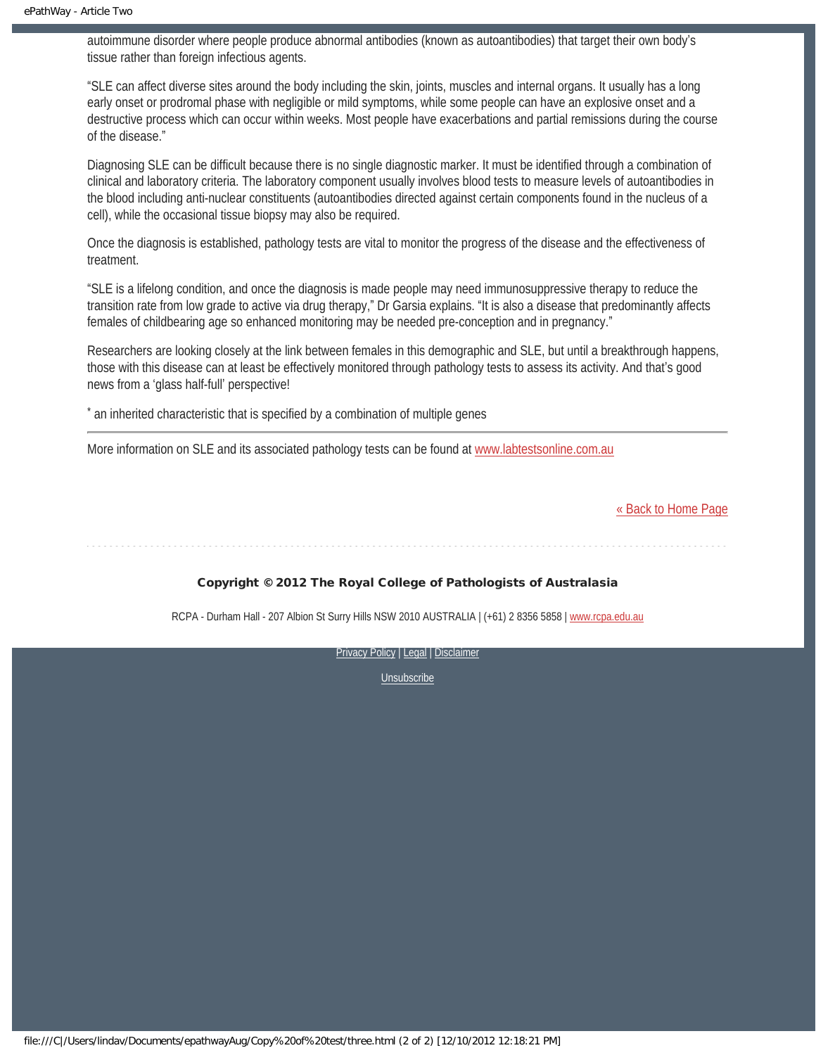autoimmune disorder where people produce abnormal antibodies (known as autoantibodies) that target their own body's tissue rather than foreign infectious agents.

"SLE can affect diverse sites around the body including the skin, joints, muscles and internal organs. It usually has a long early onset or prodromal phase with negligible or mild symptoms, while some people can have an explosive onset and a destructive process which can occur within weeks. Most people have exacerbations and partial remissions during the course of the disease."

Diagnosing SLE can be difficult because there is no single diagnostic marker. It must be identified through a combination of clinical and laboratory criteria. The laboratory component usually involves blood tests to measure levels of autoantibodies in the blood including anti-nuclear constituents (autoantibodies directed against certain components found in the nucleus of a cell), while the occasional tissue biopsy may also be required.

Once the diagnosis is established, pathology tests are vital to monitor the progress of the disease and the effectiveness of treatment.

"SLE is a lifelong condition, and once the diagnosis is made people may need immunosuppressive therapy to reduce the transition rate from low grade to active via drug therapy," Dr Garsia explains. "It is also a disease that predominantly affects females of childbearing age so enhanced monitoring may be needed pre-conception and in pregnancy."

Researchers are looking closely at the link between females in this demographic and SLE, but until a breakthrough happens, those with this disease can at least be effectively monitored through pathology tests to assess its activity. And that's good news from a 'glass half-full' perspective!

* an inherited characteristic that is specified by a combination of multiple genes

---

More information on SLE and its associated pathology tests can be found at [www.labtestsonline.com.au](http://www.labtestsonline.com.au)

[« Back to Home Page]()

**Copyright © 2012 The Royal College of Pathologists of Australasia**

RCPA - Durham Hall - 207 Albion St Surry Hills NSW 2010 AUSTRALIA | (+61) 2 8356 5858 | [www.rcpa.edu.au](http://www.rcpa.edu.au)

Privacy Policy | Legal | Disclaimer

Unsubscribe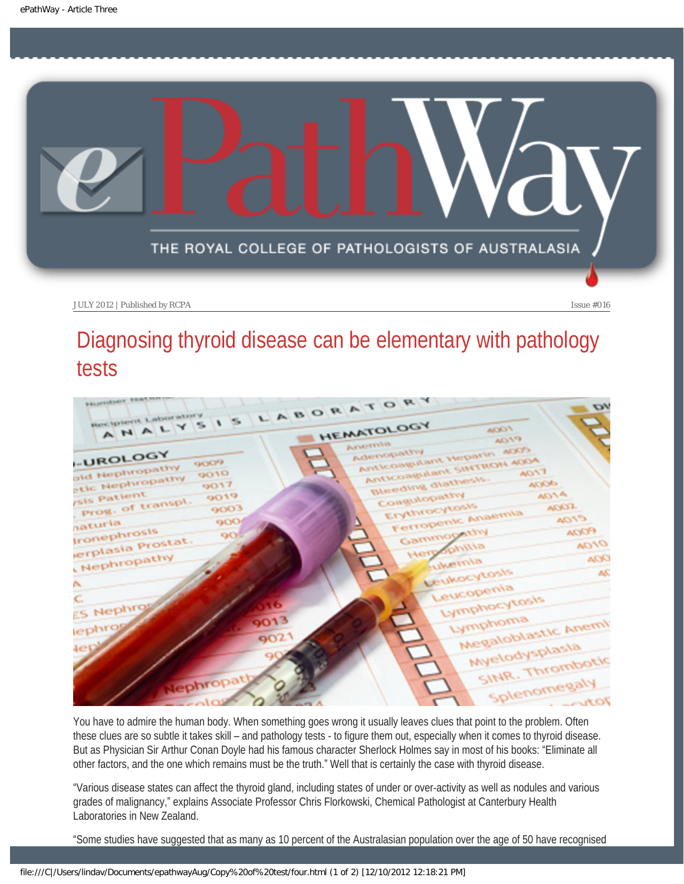JULY 2012 | Published by RCPA    Issue #016

# Diagnosing thyroid disease can be elementary with pathology tests

You have to admire the human body. When something goes wrong it usually leaves clues that point to the problem. Often these clues are so subtle it takes skill – and pathology tests - to figure them out, especially when it comes to thyroid disease. But as Physician Sir Arthur Conan Doyle had his famous character Sherlock Holmes say in most of his books: "Eliminate all other factors, and the one which remains must be the truth." Well that is certainly the case with thyroid disease.

"Various disease states can affect the thyroid gland, including states of under or over-activity as well as nodules and various grades of malignancy," explains Associate Professor Chris Florkowski, Chemical Pathologist at Canterbury Health Laboratories in New Zealand.

"Some studies have suggested that as many as 10 percent of the Australasian population over the age of 50 have recognised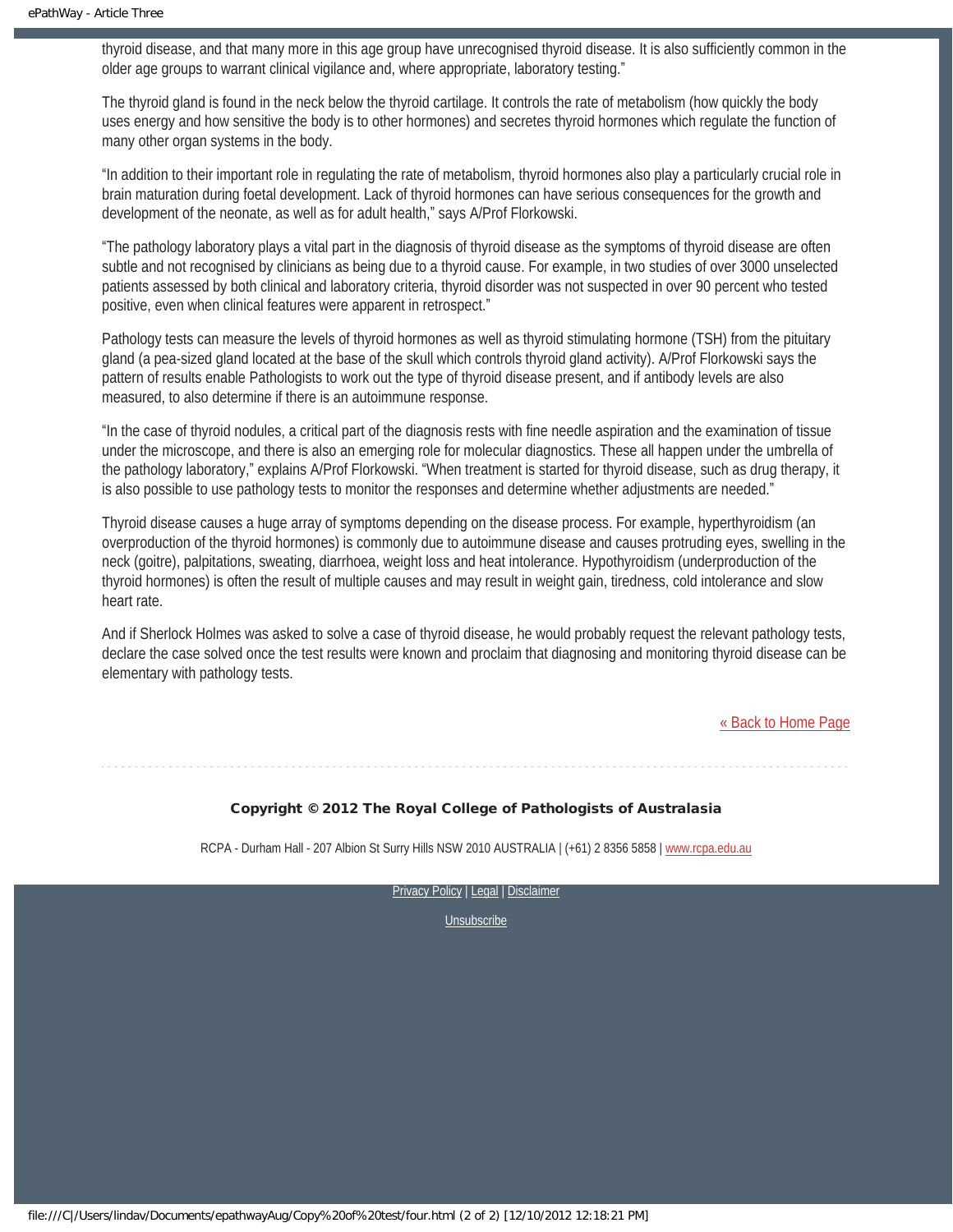thyroid disease, and that many more in this age group have unrecognised thyroid disease. It is also sufficiently common in the older age groups to warrant clinical vigilance and, where appropriate, laboratory testing."

The thyroid gland is found in the neck below the thyroid cartilage. It controls the rate of metabolism (how quickly the body uses energy and how sensitive the body is to other hormones) and secretes thyroid hormones which regulate the function of many other organ systems in the body.

"In addition to their important role in regulating the rate of metabolism, thyroid hormones also play a particularly crucial role in brain maturation during foetal development. Lack of thyroid hormones can have serious consequences for the growth and development of the neonate, as well as for adult health," says A/Prof Florkowski.

"The pathology laboratory plays a vital part in the diagnosis of thyroid disease as the symptoms of thyroid disease are often subtle and not recognised by clinicians as being due to a thyroid cause. For example, in two studies of over 3000 unselected patients assessed by both clinical and laboratory criteria, thyroid disorder was not suspected in over 90 percent who tested positive, even when clinical features were apparent in retrospect."

Pathology tests can measure the levels of thyroid hormones as well as thyroid stimulating hormone (TSH) from the pituitary gland (a pea-sized gland located at the base of the skull which controls thyroid gland activity). A/Prof Florkowski says the pattern of results enable Pathologists to work out the type of thyroid disease present, and if antibody levels are also measured, to also determine if there is an autoimmune response.

"In the case of thyroid nodules, a critical part of the diagnosis rests with fine needle aspiration and the examination of tissue under the microscope, and there is also an emerging role for molecular diagnostics. These all happen under the umbrella of the pathology laboratory," explains A/Prof Florkowski. "When treatment is started for thyroid disease, such as drug therapy, it is also possible to use pathology tests to monitor the responses and determine whether adjustments are needed."

Thyroid disease causes a huge array of symptoms depending on the disease process. For example, hyperthyroidism (an overproduction of the thyroid hormones) is commonly due to autoimmune disease and causes protruding eyes, swelling in the neck (goitre), palpitations, sweating, diarrhoea, weight loss and heat intolerance. Hypothyroidism (underproduction of the thyroid hormones) is often the result of multiple causes and may result in weight gain, tiredness, cold intolerance and slow heart rate.

And if Sherlock Holmes was asked to solve a case of thyroid disease, he would probably request the relevant pathology tests, declare the case solved once the test results were known and proclaim that diagnosing and monitoring thyroid disease can be elementary with pathology tests.

« Back to Home Page

---

**Copyright © 2012 The Royal College of Pathologists of Australasia**

RCPA - Durham Hall - 207 Albion St Surry Hills NSW 2010 AUSTRALIA | (+61) 2 8356 5858 | www.rcpa.edu.au

Privacy Policy | Legal | Disclaimer

Unsubscribe